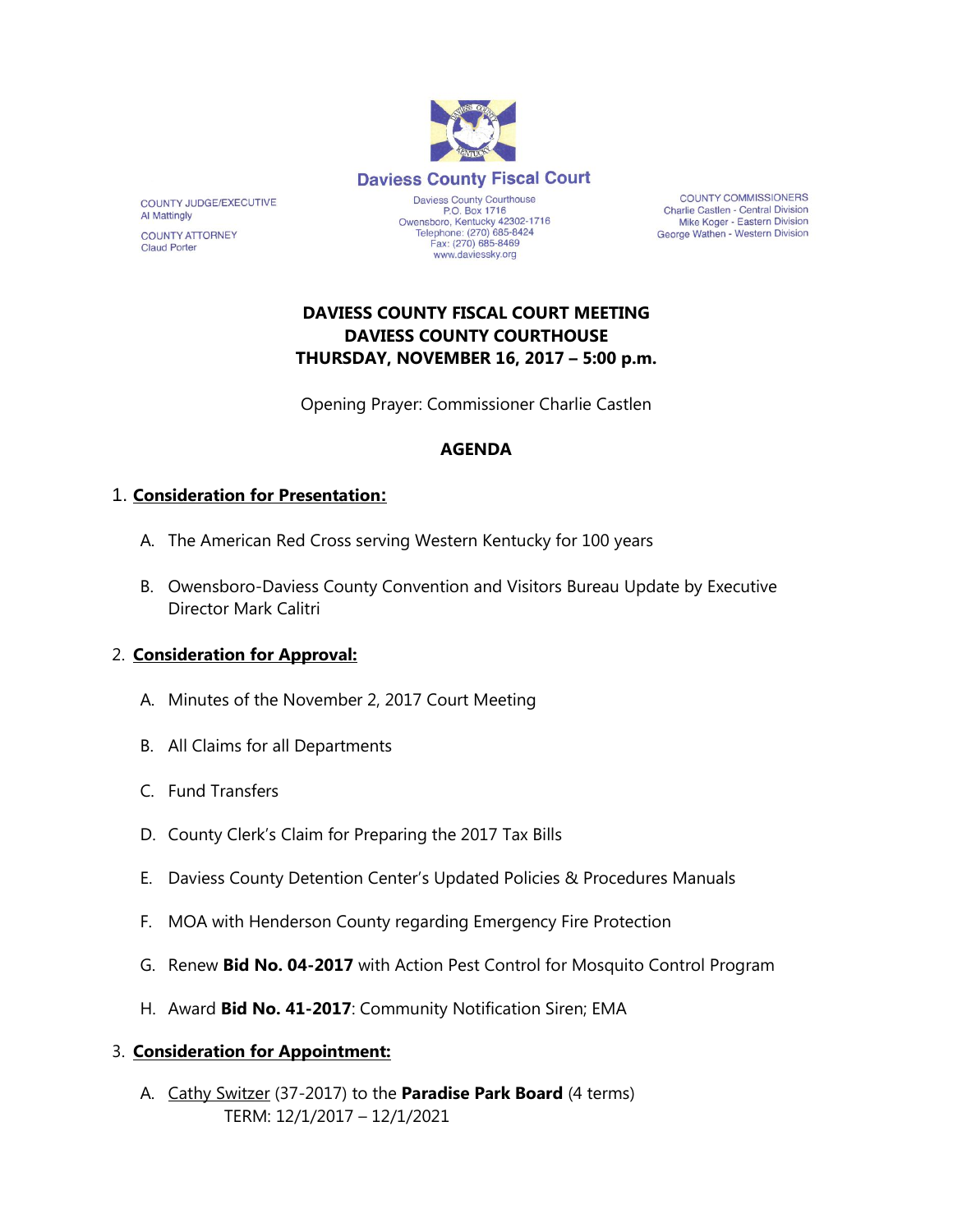Daviess County Fiscal Court

COUNTY JUDGE/EXECUTIVE
Al Mattingly

COUNTY ATTORNEY
Claud Porter

Daviess County Courthouse
P.O. Box 1716
Owensboro, Kentucky 42302-1716
Telephone: (270) 685-8424
Fax: (270) 685-8469
www.daviessky.org

COUNTY COMMISSIONERS
Charlie Castlen - Central Division
Mike Koger - Eastern Division
George Wathen - Western Division

**DAVIESS COUNTY FISCAL COURT MEETING**
**DAVIESS COUNTY COURTHOUSE**
**THURSDAY, NOVEMBER 16, 2017 – 5:00 p.m.**

Opening Prayer: Commissioner Charlie Castlen

**AGENDA**

1. **Consideration for Presentation:**

   A. The American Red Cross serving Western Kentucky for 100 years

   B. Owensboro-Daviess County Convention and Visitors Bureau Update by Executive Director Mark Calitri

2. **Consideration for Approval:**

   A. Minutes of the November 2, 2017 Court Meeting

   B. All Claims for all Departments

   C. Fund Transfers

   D. County Clerk's Claim for Preparing the 2017 Tax Bills

   E. Daviess County Detention Center's Updated Policies & Procedures Manuals

   F. MOA with Henderson County regarding Emergency Fire Protection

   G. Renew **Bid No. 04-2017** with Action Pest Control for Mosquito Control Program

   H. Award **Bid No. 41-2017**: Community Notification Siren; EMA

3. **Consideration for Appointment:**

   A. Cathy Switzer (37-2017) to the **Paradise Park Board** (4 terms)
      TERM: 12/1/2017 – 12/1/2021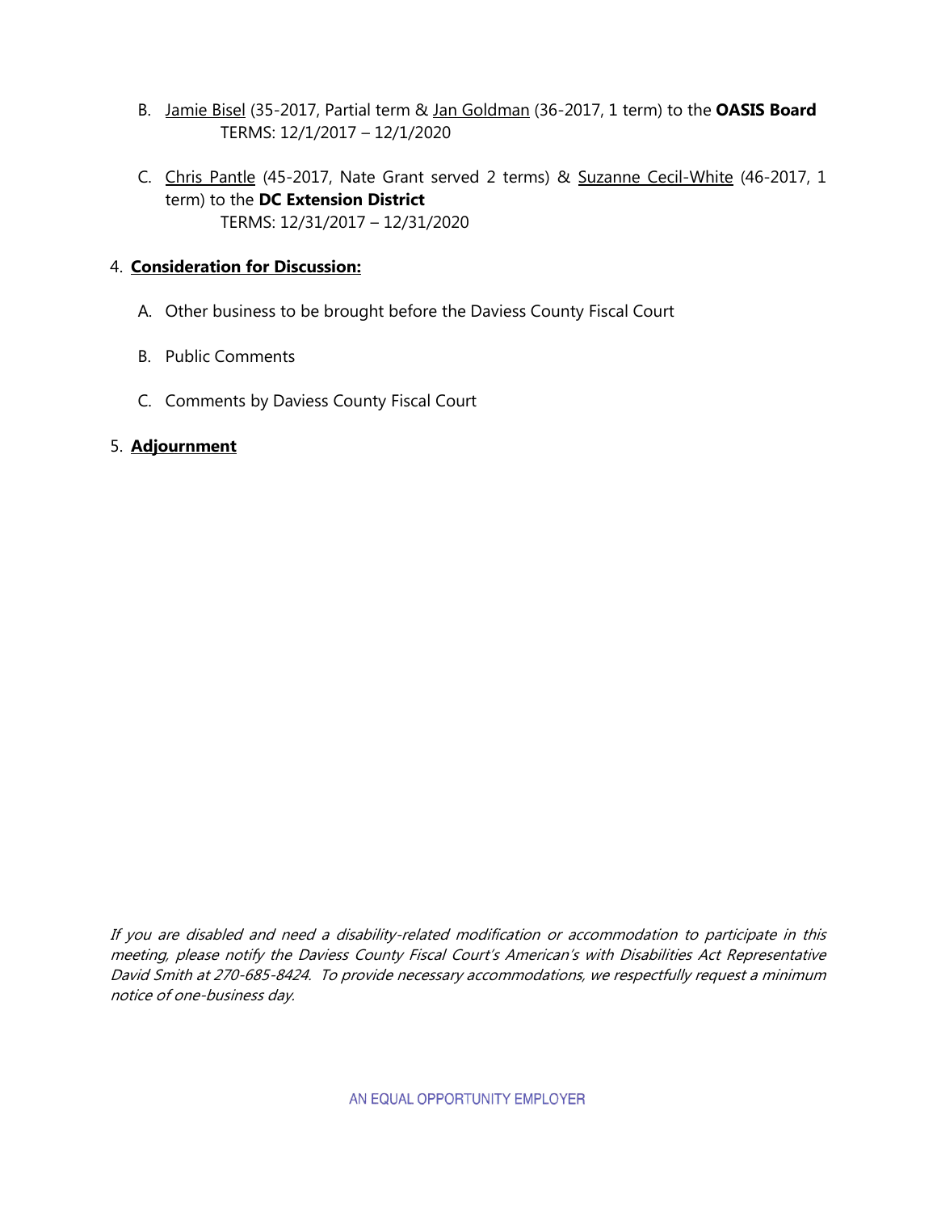B. Jamie Bisel (35-2017, Partial term & Jan Goldman (36-2017, 1 term) to the **OASIS Board**
   TERMS: 12/1/2017 – 12/1/2020

C. Chris Pantle (45-2017, Nate Grant served 2 terms) & Suzanne Cecil-White (46-2017, 1 term) to the **DC Extension District**
   TERMS: 12/31/2017 – 12/31/2020

4. **Consideration for Discussion:**

   A. Other business to be brought before the Daviess County Fiscal Court

   B. Public Comments

   C. Comments by Daviess County Fiscal Court

5. **Adjournment**

*If you are disabled and need a disability-related modification or accommodation to participate in this meeting, please notify the Daviess County Fiscal Court's American's with Disabilities Act Representative David Smith at 270-685-8424. To provide necessary accommodations, we respectfully request a minimum notice of one-business day.*

AN EQUAL OPPORTUNITY EMPLOYER